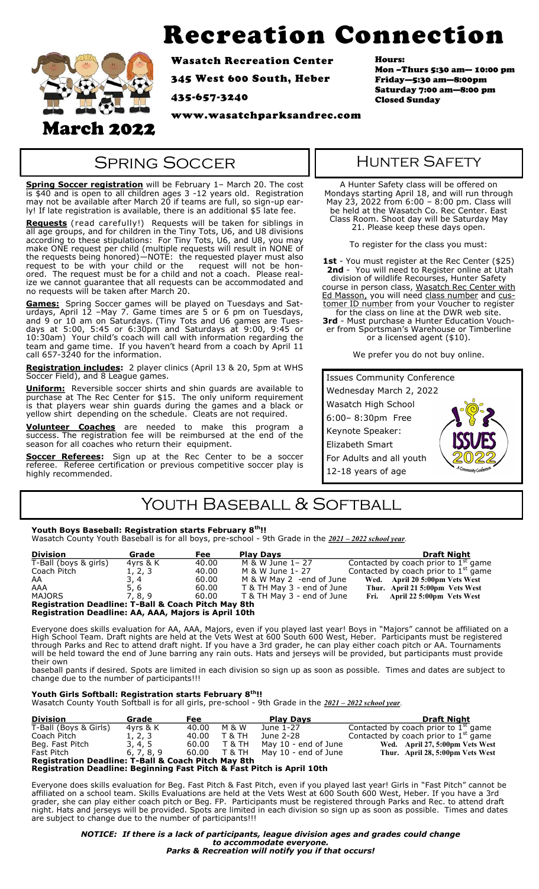# Recreation Connection

**March 2022**

**Wasatch Recreation Center**

**345 West 600 South, Heber**

**435-657-3240**

**www.wasatchparksandrec.com**

**Hours:**
Mon –Thurs 5:30 am— 10:00 pm
Friday—5:30 am—8:00pm
Saturday 7:00 am—8:00 pm
Closed Sunday

## Spring Soccer

**Spring Soccer registration** will be February 1– March 20. The cost is $40 and is open to all children ages 3 -12 years old. Registration may not be available after March 20 if teams are full, so sign-up early! If late registration is available, there is an additional $5 late fee.

**Requests** (read carefully!) Requests will be taken for siblings in all age groups, and for children in the Tiny Tots, U6, and U8 divisions according to these stipulations: For Tiny Tots, U6, and U8, you may make ONE request per child (multiple requests will result in NONE of the requests being honored)—NOTE: the requested player must also request to be with your child or the request will not be honored. The request must be for a child and not a coach. Please realize we cannot guarantee that all requests can be accommodated and no requests will be taken after March 20.

**Games:** Spring Soccer games will be played on Tuesdays and Saturdays, April 12 –May 7. Game times are 5 or 6 pm on Tuesdays, and 9 or 10 am on Saturdays. (Tiny Tots and U6 games are Tuesdays at 5:00, 5:45 or 6:30pm and Saturdays at 9:00, 9:45 or 10:30am) Your child's coach will call with information regarding the team and game time. If you haven't heard from a coach by April 11 call 657-3240 for the information.

**Registration includes:** 2 player clinics (April 13 & 20, 5pm at WHS Soccer Field), and 8 League games.

**Uniform:** Reversible soccer shirts and shin guards are available to purchase at The Rec Center for $15. The only uniform requirement is that players wear shin guards during the games and a black or yellow shirt depending on the schedule. Cleats are not required.

**Volunteer Coaches** are needed to make this program a success. The registration fee will be reimbursed at the end of the season for all coaches who return their equipment.

**Soccer Referees:** Sign up at the Rec Center to be a soccer referee. Referee certification or previous competitive soccer play is highly recommended.

## Hunter Safety

A Hunter Safety class will be offered on Mondays starting April 18, and will run through May 23, 2022 from 6:00 – 8:00 pm. Class will be held at the Wasatch Co. Rec Center. East Class Room. Shoot day will be Saturday May 21. Please keep these days open.

To register for the class you must:

**1st** - You must register at the Rec Center ($25)
**2nd** - You will need to Register online at Utah division of wildlife Recourses, Hunter Safety course in person class, Wasatch Rec Center with Ed Masson, you will need class number and customer ID number from your Voucher to register for the class on line at the DWR web site.
**3rd** - Must purchase a Hunter Education Voucher from Sportsman's Warehouse or Timberline or a licensed agent ($10).

We prefer you do not buy online.

Issues Community Conference
Wednesday March 2, 2022
Wasatch High School
6:00– 8:30pm Free
Keynote Speaker:
Elizabeth Smart
For Adults and all youth
12-18 years of age

## Youth Baseball & Softball

**Youth Boys Baseball: Registration starts February 8th!!**
Wasatch County Youth Baseball is for all boys, pre-school - 9th Grade in the ***2021 – 2022 school year***.

| Division | Grade | Fee | Play Days | Draft Night |
|---|---|---|---|---|
| T-Ball (boys & girls) | 4yrs & K | 40.00 | M & W June 1– 27 | Contacted by coach prior to 1st game |
| Coach Pitch | 1, 2, 3 | 40.00 | M & W June 1- 27 | Contacted by coach prior to 1st game |
| AA | 3, 4 | 60.00 | M & W May 2 -end of June | Wed. April 20 5:00pm Vets West |
| AAA | 5, 6 | 60.00 | T & TH May 3 - end of June | Thur. April 21 5:00pm Vets West |
| MAJORS | 7, 8, 9 | 60.00 | T & TH May 3 - end of June | Fri. April 22 5:00pm Vets West |

**Registration Deadline: T-Ball & Coach Pitch May 8th**
**Registration Deadline: AA, AAA, Majors is April 10th**

Everyone does skills evaluation for AA, AAA, Majors, even if you played last year! Boys in "Majors" cannot be affiliated on a High School Team. Draft nights are held at the Vets West at 600 South 600 West, Heber. Participants must be registered through Parks and Rec to attend draft night. If you have a 3rd grader, he can play either coach pitch or AA. Tournaments will be held toward the end of June barring any rain outs. Hats and jerseys will be provided, but participants must provide their own
baseball pants if desired. Spots are limited in each division so sign up as soon as possible. Times and dates are subject to change due to the number of participants!!!

**Youth Girls Softball: Registration starts February 8th!!**
Wasatch County Youth Softball is for all girls, pre-school - 9th Grade in the ***2021 – 2022 school year***.

| Division | Grade | Fee | | Play Days | Draft Night |
|---|---|---|---|---|---|
| T-Ball (Boys & Girls) | 4yrs & K | 40.00 | M & W | June 1-27 | Contacted by coach prior to 1st game |
| Coach Pitch | 1, 2, 3 | 40.00 | T & TH | June 2-28 | Contacted by coach prior to 1st game |
| Beg. Fast Pitch | 3, 4, 5 | 60.00 | T & TH | May 10 - end of June | Wed. April 27, 5:00pm Vets West |
| Fast Pitch | 6, 7, 8, 9 | 60.00 | T & TH | May 10 - end of June | Thur. April 28, 5:00pm Vets West |

**Registration Deadline: T-Ball & Coach Pitch May 8th**
**Registration Deadline: Beginning Fast Pitch & Fast Pitch is April 10th**

Everyone does skills evaluation for Beg. Fast Pitch & Fast Pitch, even if you played last year! Girls in "Fast Pitch" cannot be affiliated on a school team. Skills Evaluations are held at the Vets West at 600 South 600 West, Heber. If you have a 3rd grader, she can play either coach pitch or Beg. FP. Participants must be registered through Parks and Rec. to attend draft night. Hats and jerseys will be provided. Spots are limited in each division so sign up as soon as possible. Times and dates are subject to change due to the number of participants!!!

***NOTICE: If there is a lack of participants, league division ages and grades could change to accommodate everyone.***
***Parks & Recreation will notify you if that occurs!***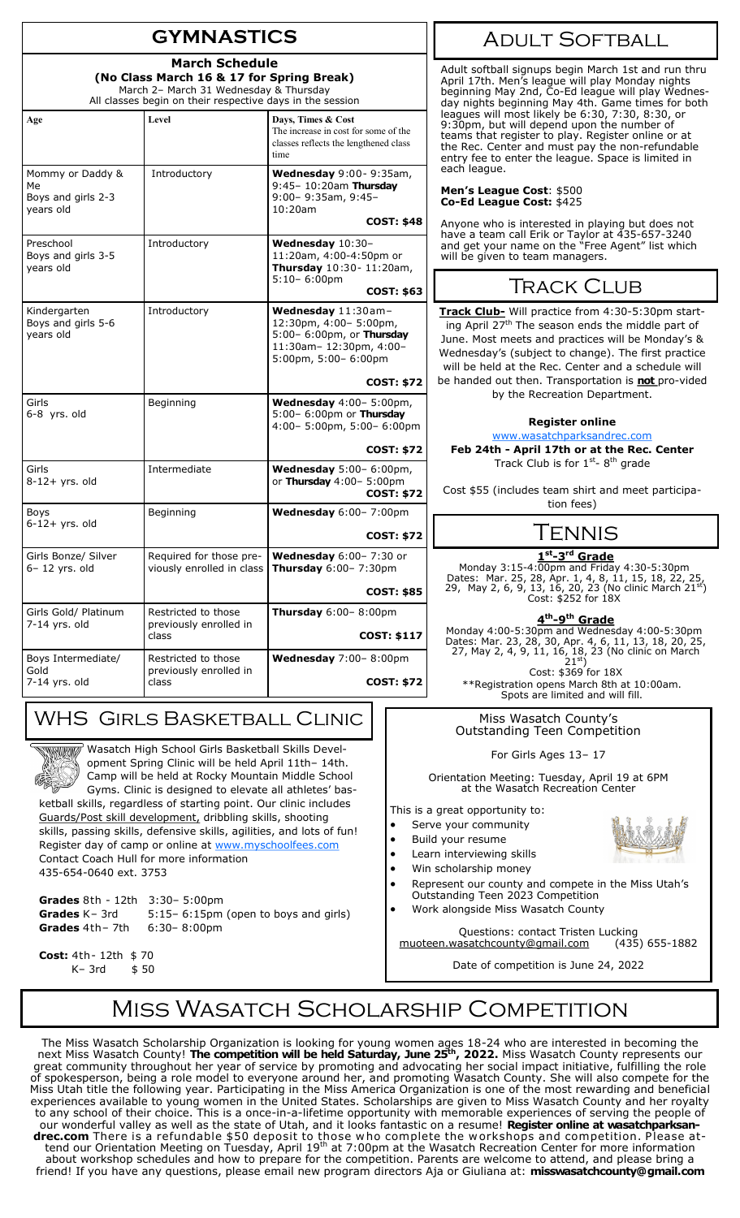# GYMNASTICS

**March Schedule**
**(No Class March 16 & 17 for Spring Break)**
March 2– March 31 Wednesday & Thursday
All classes begin on their respective days in the session

| Age | Level | Days, Times & Cost<br>The increase in cost for some of the classes reflects the lengthened class time |
|---|---|---|
| Mommy or Daddy & Me<br>Boys and girls 2-3 years old | Introductory | **Wednesday** 9:00- 9:35am, 9:45– 10:20am **Thursday** 9:00– 9:35am, 9:45– 10:20am<br>**COST: $48** |
| Preschool<br>Boys and girls 3-5 years old | Introductory | **Wednesday** 10:30– 11:20am, 4:00-4:50pm or **Thursday** 10:30- 11:20am, 5:10– 6:00pm<br>**COST: $63** |
| Kindergarten<br>Boys and girls 5-6 years old | Introductory | **Wednesday** 11:30am– 12:30pm, 4:00– 5:00pm, 5:00– 6:00pm, or **Thursday** 11:30am– 12:30pm, 4:00– 5:00pm, 5:00– 6:00pm<br>**COST: $72** |
| Girls<br>6-8 yrs. old | Beginning | **Wednesday** 4:00– 5:00pm, 5:00– 6:00pm or **Thursday** 4:00– 5:00pm, 5:00– 6:00pm<br>**COST: $72** |
| Girls<br>8-12+ yrs. old | Intermediate | **Wednesday** 5:00– 6:00pm, or **Thursday** 4:00– 5:00pm<br>**COST: $72** |
| Boys<br>6-12+ yrs. old | Beginning | **Wednesday** 6:00– 7:00pm<br>**COST: $72** |
| Girls Bonze/ Silver<br>6– 12 yrs. old | Required for those previously enrolled in class | **Wednesday** 6:00– 7:30 or **Thursday** 6:00– 7:30pm<br>**COST: $85** |
| Girls Gold/ Platinum<br>7-14 yrs. old | Restricted to those previously enrolled in class | **Thursday** 6:00– 8:00pm<br>**COST: $117** |
| Boys Intermediate/ Gold<br>7-14 yrs. old | Restricted to those previously enrolled in class | **Wednesday** 7:00– 8:00pm<br>**COST: $72** |

# WHS Girls Basketball Clinic

Wasatch High School Girls Basketball Skills Development Spring Clinic will be held April 11th– 14th. Camp will be held at Rocky Mountain Middle School Gyms. Clinic is designed to elevate all athletes' basketball skills, regardless of starting point. Our clinic includes Guards/Post skill development, dribbling skills, shooting skills, passing skills, defensive skills, agilities, and lots of fun! Register day of camp or online at www.myschoolfees.com
Contact Coach Hull for more information
435-654-0640 ext. 3753

**Grades** 8th - 12th 3:30– 5:00pm
**Grades** K– 3rd 5:15– 6:15pm (open to boys and girls)
**Grades** 4th– 7th 6:30– 8:00pm

**Cost:** 4th- 12th $ 70
K– 3rd $ 50

# Adult Softball

Adult softball signups begin March 1st and run thru April 17th. Men's league will play Monday nights beginning May 2nd, Co-Ed league will play Wednesday nights beginning May 4th. Game times for both leagues will most likely be 6:30, 7:30, 8:30, or 9:30pm, but will depend upon the number of teams that register to play. Register online or at the Rec. Center and must pay the non-refundable entry fee to enter the league. Space is limited in each league.

**Men's League Cost**: $500
**Co-Ed League Cost:** $425

Anyone who is interested in playing but does not have a team call Erik or Taylor at 435-657-3240 and get your name on the "Free Agent" list which will be given to team managers.

# Track Club

**Track Club-** Will practice from 4:30-5:30pm starting April 27th The season ends the middle part of June. Most meets and practices will be Monday's & Wednesday's (subject to change). The first practice will be held at the Rec. Center and a schedule will be handed out then. Transportation is **not** provided by the Recreation Department.

**Register online**
www.wasatchparksandrec.com
**Feb 24th - April 17th or at the Rec. Center**
Track Club is for 1st- 8th grade

Cost $55 (includes team shirt and meet participation fees)

# Tennis

**1st-3rd Grade**
Monday 3:15-4:00pm and Friday 4:30-5:30pm
Dates: Mar. 25, 28, Apr. 1, 4, 8, 11, 15, 18, 22, 25, 29, May 2, 6, 9, 13, 16, 20, 23 (No clinic March 21st)
Cost: $252 for 18X

**4th-9th Grade**
Monday 4:00-5:30pm and Wednesday 4:00-5:30pm
Dates: Mar. 23, 28, 30, Apr. 4, 6, 11, 13, 18, 20, 25, 27, May 2, 4, 9, 11, 16, 18, 23 (No clinic on March 21st)
Cost: $369 for 18X
**Registration opens March 8th at 10:00am. Spots are limited and will fill.

## Miss Wasatch County's Outstanding Teen Competition

For Girls Ages 13– 17

Orientation Meeting: Tuesday, April 19 at 6PM at the Wasatch Recreation Center

This is a great opportunity to:

- Serve your community
- Build your resume
- Learn interviewing skills
- Win scholarship money
- Represent our county and compete in the Miss Utah's Outstanding Teen 2023 Competition
- Work alongside Miss Wasatch County

Questions: contact Tristen Lucking
muoteen.wasatchcounty@gmail.com (435) 655-1882

Date of competition is June 24, 2022

# Miss Wasatch Scholarship Competition

The Miss Wasatch Scholarship Organization is looking for young women ages 18-24 who are interested in becoming the next Miss Wasatch County! **The competition will be held Saturday, June 25th, 2022.** Miss Wasatch County represents our great community throughout her year of service by promoting and advocating her social impact initiative, fulfilling the role of spokesperson, being a role model to everyone around her, and promoting Wasatch County. She will also compete for the Miss Utah title the following year. Participating in the Miss America Organization is one of the most rewarding and beneficial experiences available to young women in the United States. Scholarships are given to Miss Wasatch County and her royalty to any school of their choice. This is a once-in-a-lifetime opportunity with memorable experiences of serving the people of our wonderful valley as well as the state of Utah, and it looks fantastic on a resume! **Register online at wasatchparksandrec.com** There is a refundable $50 deposit to those who complete the workshops and competition. Please attend our Orientation Meeting on Tuesday, April 19th at 7:00pm at the Wasatch Recreation Center for more information about workshop schedules and how to prepare for the competition. Parents are welcome to attend, and please bring a friend! If you have any questions, please email new program directors Aja or Giuliana at: **misswasatchcounty@gmail.com**